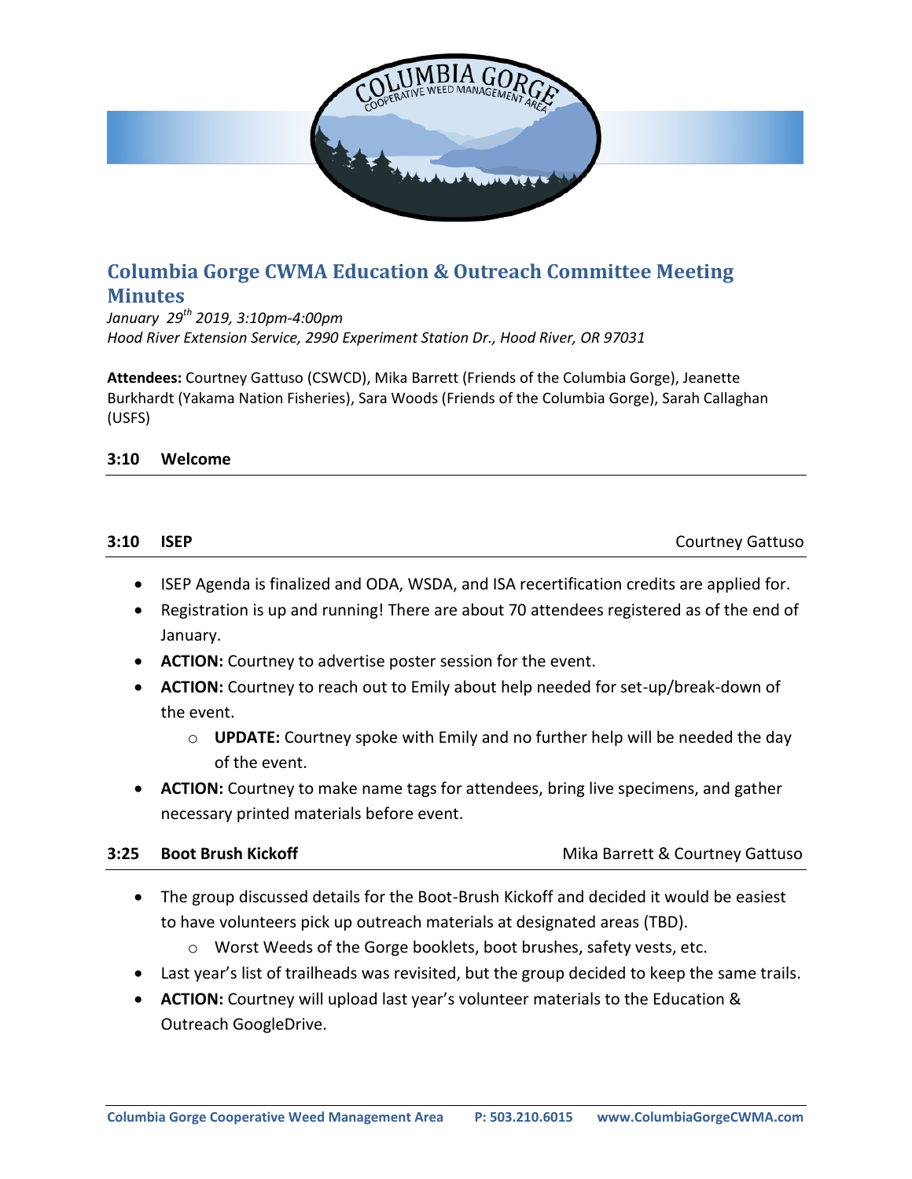# Columbia Gorge CWMA Education & Outreach Committee Meeting Minutes

*January 29th 2019, 3:10pm-4:00pm*
*Hood River Extension Service, 2990 Experiment Station Dr., Hood River, OR 97031*

**Attendees:** Courtney Gattuso (CSWCD), Mika Barrett (Friends of the Columbia Gorge), Jeanette Burkhardt (Yakama Nation Fisheries), Sara Woods (Friends of the Columbia Gorge), Sarah Callaghan (USFS)

## 3:10 Welcome

## 3:10 ISEP — Courtney Gattuso

- ISEP Agenda is finalized and ODA, WSDA, and ISA recertification credits are applied for.
- Registration is up and running! There are about 70 attendees registered as of the end of January.
- **ACTION:** Courtney to advertise poster session for the event.
- **ACTION:** Courtney to reach out to Emily about help needed for set-up/break-down of the event.
  - **UPDATE:** Courtney spoke with Emily and no further help will be needed the day of the event.
- **ACTION:** Courtney to make name tags for attendees, bring live specimens, and gather necessary printed materials before event.

## 3:25 Boot Brush Kickoff — Mika Barrett & Courtney Gattuso

- The group discussed details for the Boot-Brush Kickoff and decided it would be easiest to have volunteers pick up outreach materials at designated areas (TBD).
  - Worst Weeds of the Gorge booklets, boot brushes, safety vests, etc.
- Last year's list of trailheads was revisited, but the group decided to keep the same trails.
- **ACTION:** Courtney will upload last year's volunteer materials to the Education & Outreach GoogleDrive.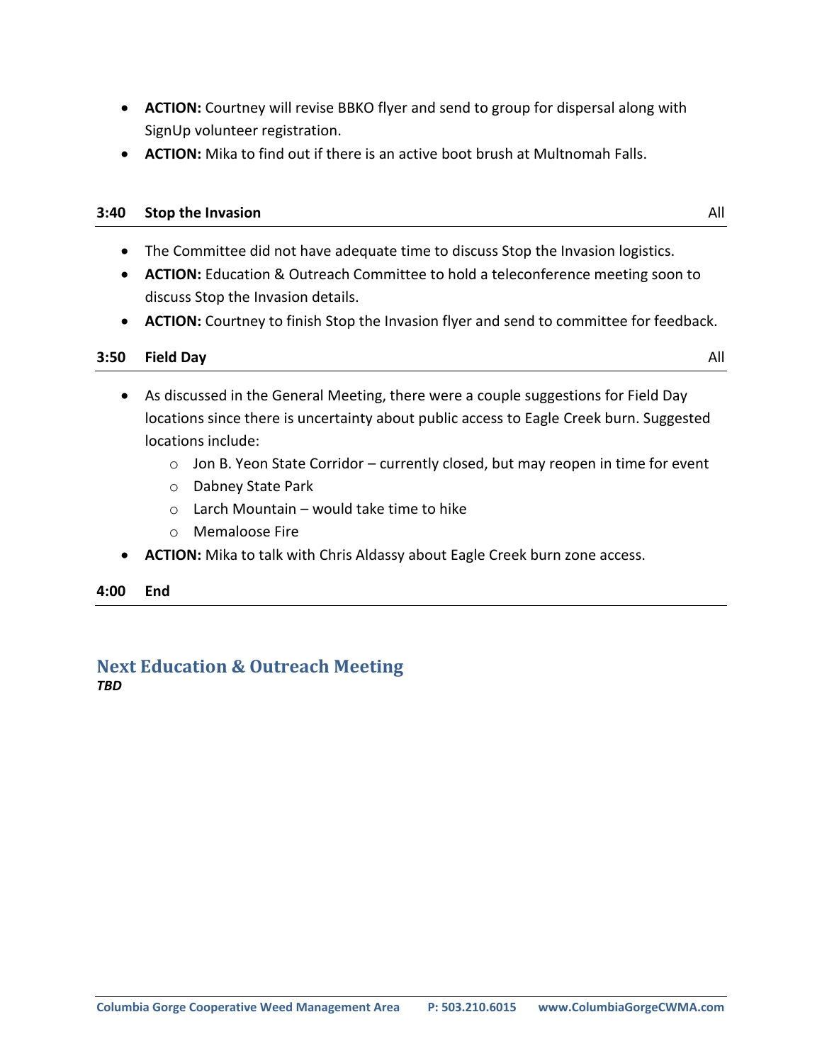- **ACTION:** Courtney will revise BBKO flyer and send to group for dispersal along with SignUp volunteer registration.
- **ACTION:** Mika to find out if there is an active boot brush at Multnomah Falls.

**3:40 Stop the Invasion** All

- The Committee did not have adequate time to discuss Stop the Invasion logistics.
- **ACTION:** Education & Outreach Committee to hold a teleconference meeting soon to discuss Stop the Invasion details.
- **ACTION:** Courtney to finish Stop the Invasion flyer and send to committee for feedback.

**3:50 Field Day** All

- As discussed in the General Meeting, there were a couple suggestions for Field Day locations since there is uncertainty about public access to Eagle Creek burn. Suggested locations include:
  - Jon B. Yeon State Corridor – currently closed, but may reopen in time for event
  - Dabney State Park
  - Larch Mountain – would take time to hike
  - Memaloose Fire
- **ACTION:** Mika to talk with Chris Aldassy about Eagle Creek burn zone access.

**4:00 End**

## Next Education & Outreach Meeting

***TBD***